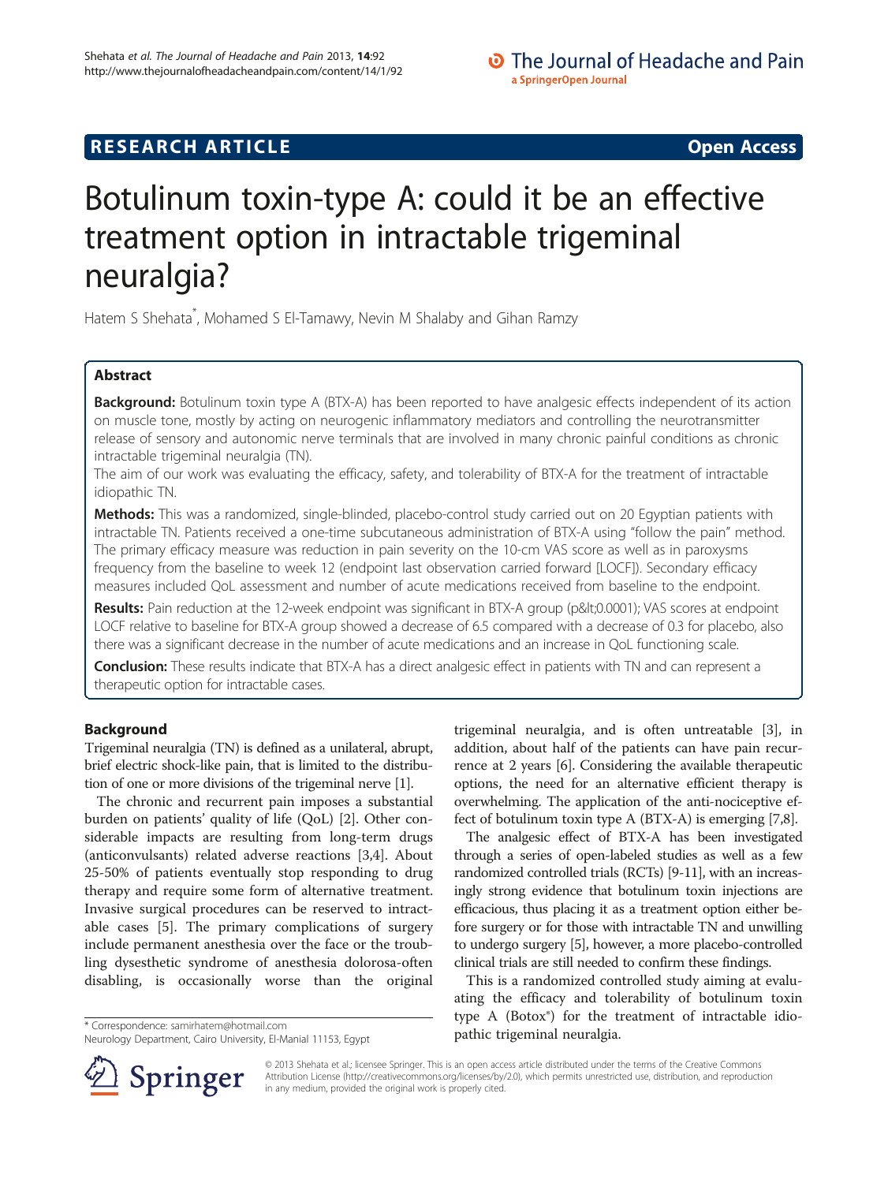**RESEARCH ARTICLE** **Open Access**

# Botulinum toxin-type A: could it be an effective treatment option in intractable trigeminal neuralgia?

Hatem S Shehata*, Mohamed S El-Tamawy, Nevin M Shalaby and Gihan Ramzy

## Abstract

**Background:** Botulinum toxin type A (BTX-A) has been reported to have analgesic effects independent of its action on muscle tone, mostly by acting on neurogenic inflammatory mediators and controlling the neurotransmitter release of sensory and autonomic nerve terminals that are involved in many chronic painful conditions as chronic intractable trigeminal neuralgia (TN).

The aim of our work was evaluating the efficacy, safety, and tolerability of BTX-A for the treatment of intractable idiopathic TN.

**Methods:** This was a randomized, single-blinded, placebo-control study carried out on 20 Egyptian patients with intractable TN. Patients received a one-time subcutaneous administration of BTX-A using "follow the pain" method. The primary efficacy measure was reduction in pain severity on the 10-cm VAS score as well as in paroxysms frequency from the baseline to week 12 (endpoint last observation carried forward [LOCF]). Secondary efficacy measures included QoL assessment and number of acute medications received from baseline to the endpoint.

**Results:** Pain reduction at the 12-week endpoint was significant in BTX-A group (p&lt;0.0001); VAS scores at endpoint LOCF relative to baseline for BTX-A group showed a decrease of 6.5 compared with a decrease of 0.3 for placebo, also there was a significant decrease in the number of acute medications and an increase in QoL functioning scale.

**Conclusion:** These results indicate that BTX-A has a direct analgesic effect in patients with TN and can represent a therapeutic option for intractable cases.

## Background

Trigeminal neuralgia (TN) is defined as a unilateral, abrupt, brief electric shock-like pain, that is limited to the distribution of one or more divisions of the trigeminal nerve [1].

The chronic and recurrent pain imposes a substantial burden on patients' quality of life (QoL) [2]. Other considerable impacts are resulting from long-term drugs (anticonvulsants) related adverse reactions [3,4]. About 25-50% of patients eventually stop responding to drug therapy and require some form of alternative treatment. Invasive surgical procedures can be reserved to intractable cases [5]. The primary complications of surgery include permanent anesthesia over the face or the troubling dysesthetic syndrome of anesthesia dolorosa-often disabling, is occasionally worse than the original trigeminal neuralgia, and is often untreatable [3], in addition, about half of the patients can have pain recurrence at 2 years [6]. Considering the available therapeutic options, the need for an alternative efficient therapy is overwhelming. The application of the anti-nociceptive effect of botulinum toxin type A (BTX-A) is emerging [7,8].

The analgesic effect of BTX-A has been investigated through a series of open-labeled studies as well as a few randomized controlled trials (RCTs) [9-11], with an increasingly strong evidence that botulinum toxin injections are efficacious, thus placing it as a treatment option either before surgery or for those with intractable TN and unwilling to undergo surgery [5], however, a more placebo-controlled clinical trials are still needed to confirm these findings.

This is a randomized controlled study aiming at evaluating the efficacy and tolerability of botulinum toxin type A (Botox®) for the treatment of intractable idiopathic trigeminal neuralgia.

* Correspondence: samirhatem@hotmail.com
Neurology Department, Cairo University, El-Manial 11153, Egypt

© 2013 Shehata et al.; licensee Springer. This is an open access article distributed under the terms of the Creative Commons Attribution License (http://creativecommons.org/licenses/by/2.0), which permits unrestricted use, distribution, and reproduction in any medium, provided the original work is properly cited.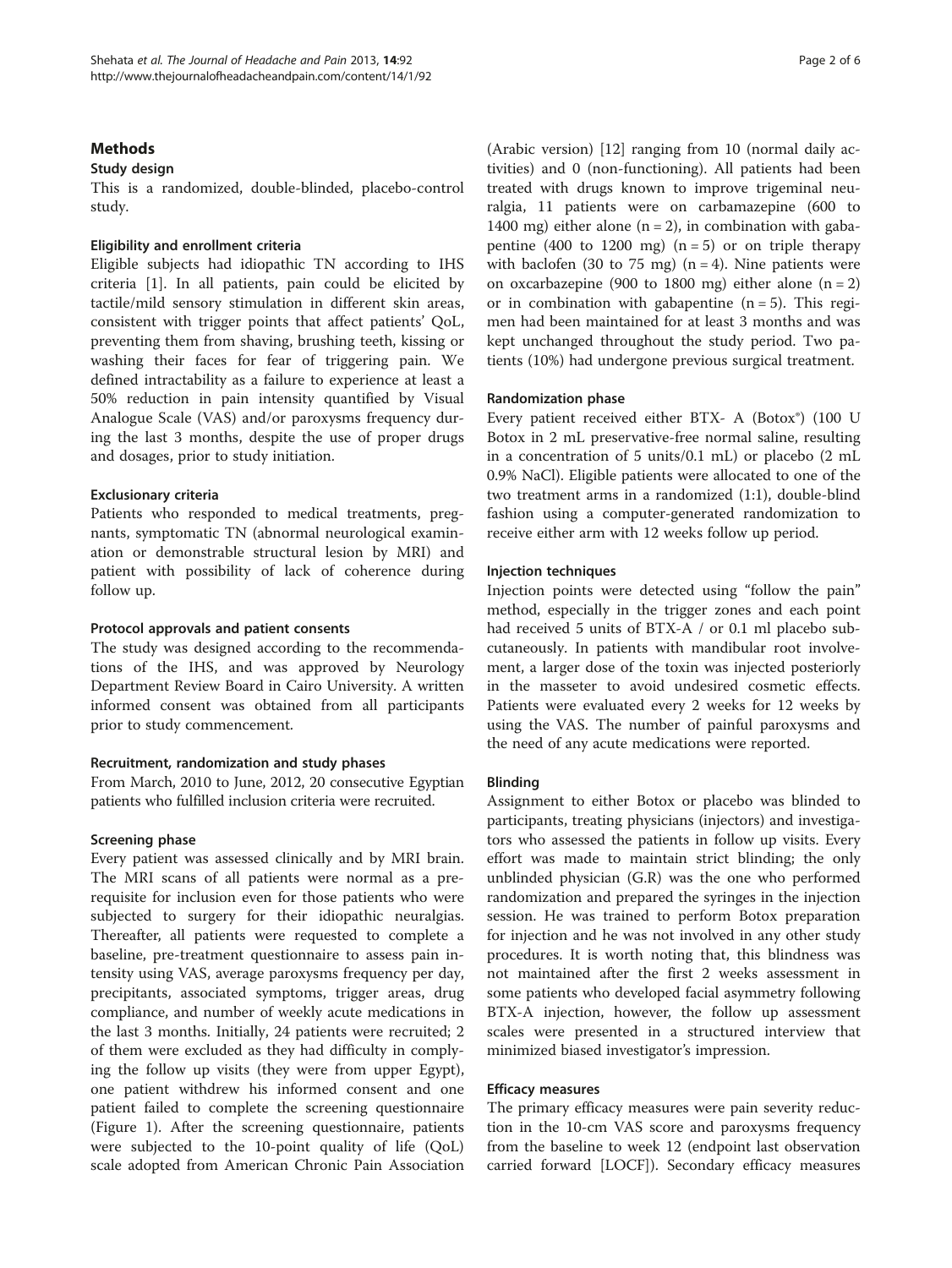## Methods

### Study design

This is a randomized, double-blinded, placebo-control study.

### Eligibility and enrollment criteria

Eligible subjects had idiopathic TN according to IHS criteria [1]. In all patients, pain could be elicited by tactile/mild sensory stimulation in different skin areas, consistent with trigger points that affect patients' QoL, preventing them from shaving, brushing teeth, kissing or washing their faces for fear of triggering pain. We defined intractability as a failure to experience at least a 50% reduction in pain intensity quantified by Visual Analogue Scale (VAS) and/or paroxysms frequency during the last 3 months, despite the use of proper drugs and dosages, prior to study initiation.

### Exclusionary criteria

Patients who responded to medical treatments, pregnants, symptomatic TN (abnormal neurological examination or demonstrable structural lesion by MRI) and patient with possibility of lack of coherence during follow up.

### Protocol approvals and patient consents

The study was designed according to the recommendations of the IHS, and was approved by Neurology Department Review Board in Cairo University. A written informed consent was obtained from all participants prior to study commencement.

### Recruitment, randomization and study phases

From March, 2010 to June, 2012, 20 consecutive Egyptian patients who fulfilled inclusion criteria were recruited.

### Screening phase

Every patient was assessed clinically and by MRI brain. The MRI scans of all patients were normal as a prerequisite for inclusion even for those patients who were subjected to surgery for their idiopathic neuralgias. Thereafter, all patients were requested to complete a baseline, pre-treatment questionnaire to assess pain intensity using VAS, average paroxysms frequency per day, precipitants, associated symptoms, trigger areas, drug compliance, and number of weekly acute medications in the last 3 months. Initially, 24 patients were recruited; 2 of them were excluded as they had difficulty in complying the follow up visits (they were from upper Egypt), one patient withdrew his informed consent and one patient failed to complete the screening questionnaire (Figure 1). After the screening questionnaire, patients were subjected to the 10-point quality of life (QoL) scale adopted from American Chronic Pain Association (Arabic version) [12] ranging from 10 (normal daily activities) and 0 (non-functioning). All patients had been treated with drugs known to improve trigeminal neuralgia, 11 patients were on carbamazepine (600 to 1400 mg) either alone (n = 2), in combination with gabapentine (400 to 1200 mg) (n = 5) or on triple therapy with baclofen (30 to 75 mg) (n = 4). Nine patients were on oxcarbazepine (900 to 1800 mg) either alone (n = 2) or in combination with gabapentine (n = 5). This regimen had been maintained for at least 3 months and was kept unchanged throughout the study period. Two patients (10%) had undergone previous surgical treatment.

### Randomization phase

Every patient received either BTX- A (Botox®) (100 U Botox in 2 mL preservative-free normal saline, resulting in a concentration of 5 units/0.1 mL) or placebo (2 mL 0.9% NaCl). Eligible patients were allocated to one of the two treatment arms in a randomized (1:1), double-blind fashion using a computer-generated randomization to receive either arm with 12 weeks follow up period.

### Injection techniques

Injection points were detected using "follow the pain" method, especially in the trigger zones and each point had received 5 units of BTX-A / or 0.1 ml placebo subcutaneously. In patients with mandibular root involvement, a larger dose of the toxin was injected posteriorly in the masseter to avoid undesired cosmetic effects. Patients were evaluated every 2 weeks for 12 weeks by using the VAS. The number of painful paroxysms and the need of any acute medications were reported.

### Blinding

Assignment to either Botox or placebo was blinded to participants, treating physicians (injectors) and investigators who assessed the patients in follow up visits. Every effort was made to maintain strict blinding; the only unblinded physician (G.R) was the one who performed randomization and prepared the syringes in the injection session. He was trained to perform Botox preparation for injection and he was not involved in any other study procedures. It is worth noting that, this blindness was not maintained after the first 2 weeks assessment in some patients who developed facial asymmetry following BTX-A injection, however, the follow up assessment scales were presented in a structured interview that minimized biased investigator's impression.

### Efficacy measures

The primary efficacy measures were pain severity reduction in the 10-cm VAS score and paroxysms frequency from the baseline to week 12 (endpoint last observation carried forward [LOCF]). Secondary efficacy measures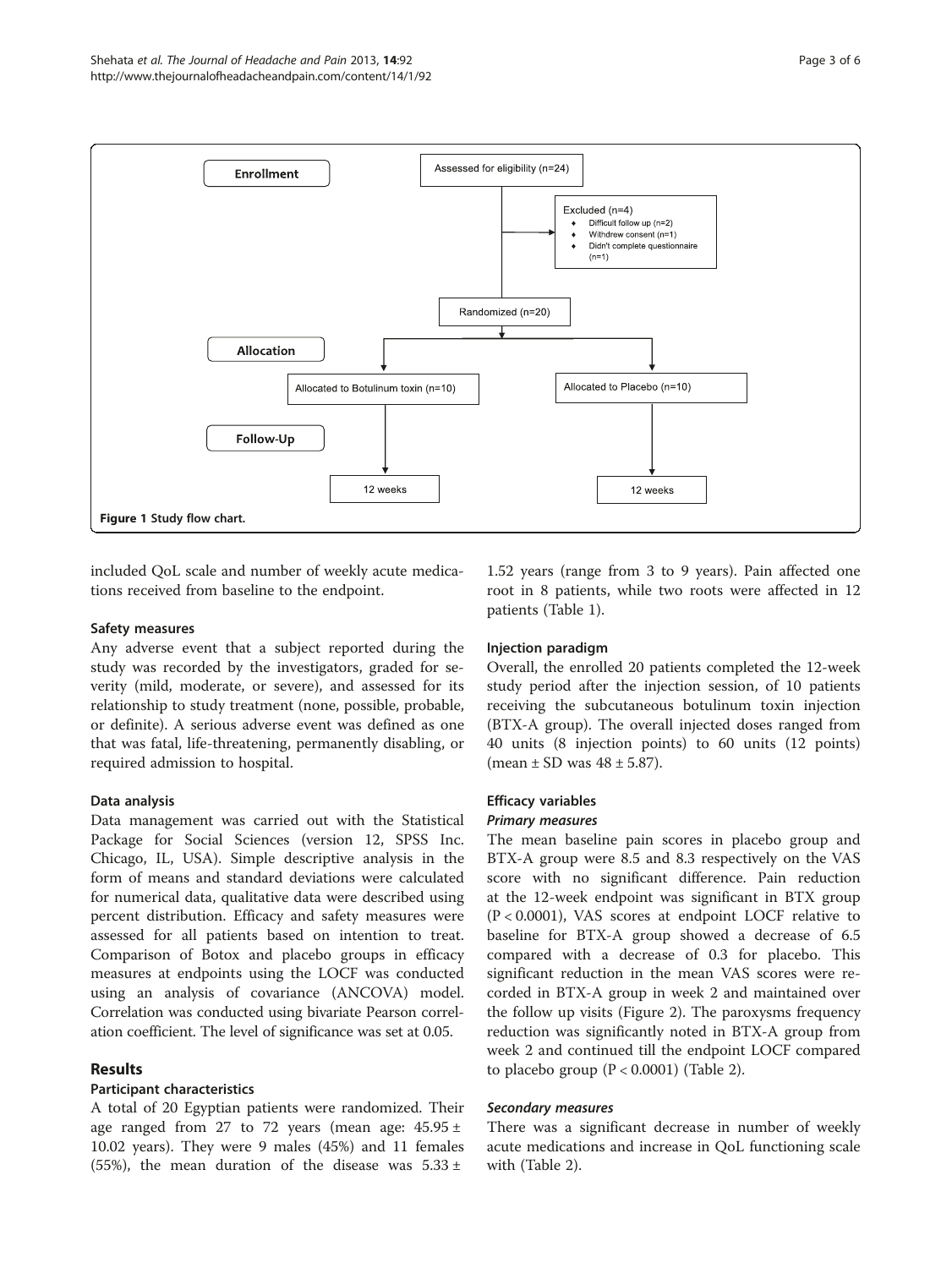Enrollment

Assessed for eligibility (n=24)

Excluded (n=4)
- Difficult follow up (n=2)
- Withdrew consent (n=1)
- Didn't complete questionnaire (n=1)

Randomized (n=20)

Allocation

Allocated to Botulinum toxin (n=10)

Allocated to Placebo (n=10)

Follow-Up

12 weeks

12 weeks

**Figure 1** Study flow chart.

included QoL scale and number of weekly acute medications received from baseline to the endpoint.

### Safety measures

Any adverse event that a subject reported during the study was recorded by the investigators, graded for severity (mild, moderate, or severe), and assessed for its relationship to study treatment (none, possible, probable, or definite). A serious adverse event was defined as one that was fatal, life-threatening, permanently disabling, or required admission to hospital.

### Data analysis

Data management was carried out with the Statistical Package for Social Sciences (version 12, SPSS Inc. Chicago, IL, USA). Simple descriptive analysis in the form of means and standard deviations were calculated for numerical data, qualitative data were described using percent distribution. Efficacy and safety measures were assessed for all patients based on intention to treat. Comparison of Botox and placebo groups in efficacy measures at endpoints using the LOCF was conducted using an analysis of covariance (ANCOVA) model. Correlation was conducted using bivariate Pearson correlation coefficient. The level of significance was set at 0.05.

## Results

### Participant characteristics

A total of 20 Egyptian patients were randomized. Their age ranged from 27 to 72 years (mean age: $45.95 \pm 10.02$ years). They were 9 males (45%) and 11 females (55%), the mean duration of the disease was $5.33 \pm 1.52$ years (range from 3 to 9 years). Pain affected one root in 8 patients, while two roots were affected in 12 patients (Table 1).

### Injection paradigm

Overall, the enrolled 20 patients completed the 12-week study period after the injection session, of 10 patients receiving the subcutaneous botulinum toxin injection (BTX-A group). The overall injected doses ranged from 40 units (8 injection points) to 60 units (12 points) (mean ± SD was $48 \pm 5.87$).

### Efficacy variables

#### *Primary measures*

The mean baseline pain scores in placebo group and BTX-A group were 8.5 and 8.3 respectively on the VAS score with no significant difference. Pain reduction at the 12-week endpoint was significant in BTX group ($P < 0.0001$), VAS scores at endpoint LOCF relative to baseline for BTX-A group showed a decrease of 6.5 compared with a decrease of 0.3 for placebo. This significant reduction in the mean VAS scores were recorded in BTX-A group in week 2 and maintained over the follow up visits (Figure 2). The paroxysms frequency reduction was significantly noted in BTX-A group from week 2 and continued till the endpoint LOCF compared to placebo group ($P < 0.0001$) (Table 2).

#### *Secondary measures*

There was a significant decrease in number of weekly acute medications and increase in QoL functioning scale with (Table 2).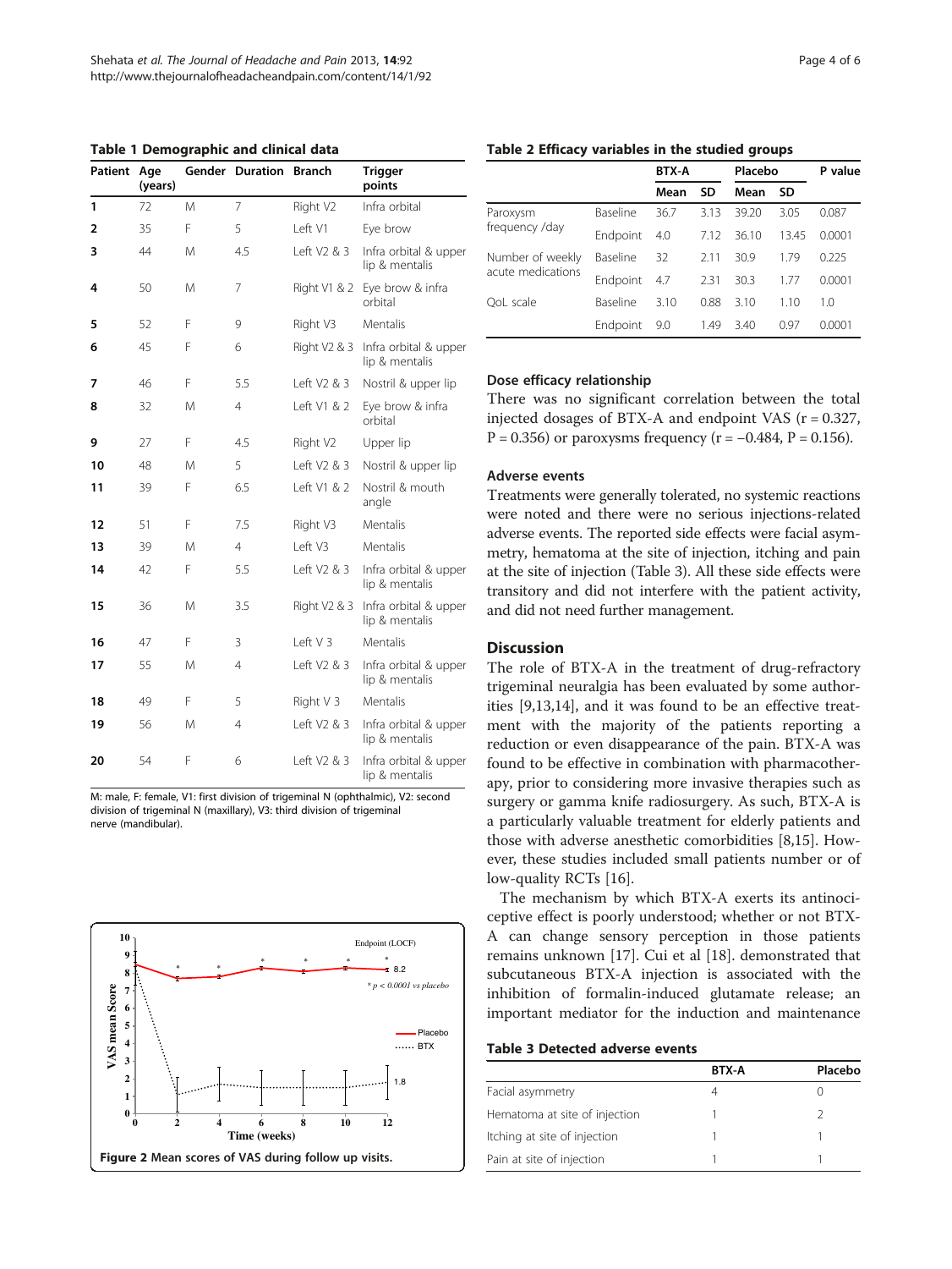**Table 1 Demographic and clinical data**

| Patient | Age (years) | Gender | Duration | Branch | Trigger points |
|---|---|---|---|---|---|
| 1 | 72 | M | 7 | Right V2 | Infra orbital |
| 2 | 35 | F | 5 | Left V1 | Eye brow |
| 3 | 44 | M | 4.5 | Left V2 & 3 | Infra orbital & upper lip & mentalis |
| 4 | 50 | M | 7 | Right V1 & 2 | Eye brow & infra orbital |
| 5 | 52 | F | 9 | Right V3 | Mentalis |
| 6 | 45 | F | 6 | Right V2 & 3 | Infra orbital & upper lip & mentalis |
| 7 | 46 | F | 5.5 | Left V2 & 3 | Nostril & upper lip |
| 8 | 32 | M | 4 | Left V1 & 2 | Eye brow & infra orbital |
| 9 | 27 | F | 4.5 | Right V2 | Upper lip |
| 10 | 48 | M | 5 | Left V2 & 3 | Nostril & upper lip |
| 11 | 39 | F | 6.5 | Left V1 & 2 | Nostril & mouth angle |
| 12 | 51 | F | 7.5 | Right V3 | Mentalis |
| 13 | 39 | M | 4 | Left V3 | Mentalis |
| 14 | 42 | F | 5.5 | Left V2 & 3 | Infra orbital & upper lip & mentalis |
| 15 | 36 | M | 3.5 | Right V2 & 3 | Infra orbital & upper lip & mentalis |
| 16 | 47 | F | 3 | Left V 3 | Mentalis |
| 17 | 55 | M | 4 | Left V2 & 3 | Infra orbital & upper lip & mentalis |
| 18 | 49 | F | 5 | Right V 3 | Mentalis |
| 19 | 56 | M | 4 | Left V2 & 3 | Infra orbital & upper lip & mentalis |
| 20 | 54 | F | 6 | Left V2 & 3 | Infra orbital & upper lip & mentalis |

M: male, F: female, V1: first division of trigeminal N (ophthalmic), V2: second division of trigeminal N (maxillary), V3: third division of trigeminal nerve (mandibular).

Figure 2 Mean scores of VAS during follow up visits.

**Table 2 Efficacy variables in the studied groups**

| | | BTX-A | | Placebo | | P value |
|---|---|---|---|---|---|---|
| | | Mean | SD | Mean | SD | |
| Paroxysm frequency /day | Baseline | 36.7 | 3.13 | 39.20 | 3.05 | 0.087 |
| | Endpoint | 4.0 | 7.12 | 36.10 | 13.45 | 0.0001 |
| Number of weekly acute medications | Baseline | 32 | 2.11 | 30.9 | 1.79 | 0.225 |
| | Endpoint | 4.7 | 2.31 | 30.3 | 1.77 | 0.0001 |
| QoL scale | Baseline | 3.10 | 0.88 | 3.10 | 1.10 | 1.0 |
| | Endpoint | 9.0 | 1.49 | 3.40 | 0.97 | 0.0001 |

### Dose efficacy relationship

There was no significant correlation between the total injected dosages of BTX-A and endpoint VAS ($r = 0.327$, $P = 0.356$) or paroxysms frequency ($r = -0.484$, $P = 0.156$).

### Adverse events

Treatments were generally tolerated, no systemic reactions were noted and there were no serious injections-related adverse events. The reported side effects were facial asymmetry, hematoma at the site of injection, itching and pain at the site of injection (Table 3). All these side effects were transitory and did not interfere with the patient activity, and did not need further management.

## Discussion

The role of BTX-A in the treatment of drug-refractory trigeminal neuralgia has been evaluated by some authorities [9,13,14], and it was found to be an effective treatment with the majority of the patients reporting a reduction or even disappearance of the pain. BTX-A was found to be effective in combination with pharmacotherapy, prior to considering more invasive therapies such as surgery or gamma knife radiosurgery. As such, BTX-A is a particularly valuable treatment for elderly patients and those with adverse anesthetic comorbidities [8,15]. However, these studies included small patients number or of low-quality RCTs [16].

The mechanism by which BTX-A exerts its antinociceptive effect is poorly understood; whether or not BTX-A can change sensory perception in those patients remains unknown [17]. Cui et al [18]. demonstrated that subcutaneous BTX-A injection is associated with the inhibition of formalin-induced glutamate release; an important mediator for the induction and maintenance

**Table 3 Detected adverse events**

| | BTX-A | Placebo |
|---|---|---|
| Facial asymmetry | 4 | 0 |
| Hematoma at site of injection | 1 | 2 |
| Itching at site of injection | 1 | 1 |
| Pain at site of injection | 1 | 1 |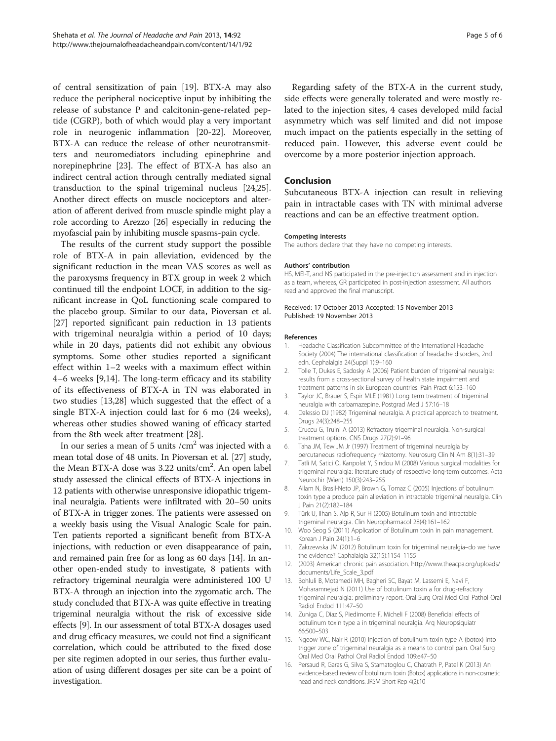of central sensitization of pain [19]. BTX-A may also reduce the peripheral nociceptive input by inhibiting the release of substance P and calcitonin-gene-related peptide (CGRP), both of which would play a very important role in neurogenic inflammation [20-22]. Moreover, BTX-A can reduce the release of other neurotransmitters and neuromediators including epinephrine and norepinephrine [23]. The effect of BTX-A has also an indirect central action through centrally mediated signal transduction to the spinal trigeminal nucleus [24,25]. Another direct effects on muscle nociceptors and alteration of afferent derived from muscle spindle might play a role according to Arezzo [26] especially in reducing the myofascial pain by inhibiting muscle spasms-pain cycle.

The results of the current study support the possible role of BTX-A in pain alleviation, evidenced by the significant reduction in the mean VAS scores as well as the paroxysms frequency in BTX group in week 2 which continued till the endpoint LOCF, in addition to the significant increase in QoL functioning scale compared to the placebo group. Similar to our data, Pioversan et al. [27] reported significant pain reduction in 13 patients with trigeminal neuralgia within a period of 10 days; while in 20 days, patients did not exhibit any obvious symptoms. Some other studies reported a significant effect within 1–2 weeks with a maximum effect within 4–6 weeks [9,14]. The long-term efficacy and its stability of its effectiveness of BTX-A in TN was elaborated in two studies [13,28] which suggested that the effect of a single BTX-A injection could last for 6 mo (24 weeks), whereas other studies showed waning of efficacy started from the 8th week after treatment [28].

In our series a mean of 5 units /cm$^2$ was injected with a mean total dose of 48 units. In Pioversan et al. [27] study, the Mean BTX-A dose was 3.22 units/cm$^2$. An open label study assessed the clinical effects of BTX-A injections in 12 patients with otherwise unresponsive idiopathic trigeminal neuralgia. Patients were infiltrated with 20–50 units of BTX-A in trigger zones. The patients were assessed on a weekly basis using the Visual Analogic Scale for pain. Ten patients reported a significant benefit from BTX-A injections, with reduction or even disappearance of pain, and remained pain free for as long as 60 days [14]. In another open-ended study to investigate, 8 patients with refractory trigeminal neuralgia were administered 100 U BTX-A through an injection into the zygomatic arch. The study concluded that BTX-A was quite effective in treating trigeminal neuralgia without the risk of excessive side effects [9]. In our assessment of total BTX-A dosages used and drug efficacy measures, we could not find a significant correlation, which could be attributed to the fixed dose per site regimen adopted in our series, thus further evaluation of using different dosages per site can be a point of investigation.

Regarding safety of the BTX-A in the current study, side effects were generally tolerated and were mostly related to the injection sites, 4 cases developed mild facial asymmetry which was self limited and did not impose much impact on the patients especially in the setting of reduced pain. However, this adverse event could be overcome by a more posterior injection approach.

## Conclusion

Subcutaneous BTX-A injection can result in relieving pain in intractable cases with TN with minimal adverse reactions and can be an effective treatment option.

#### Competing interests

The authors declare that they have no competing interests.

#### Authors' contribution

HS, MEl-T, and NS participated in the pre-injection assessment and in injection as a team, whereas, GR participated in post-injection assessment. All authors read and approved the final manuscript.

Received: 17 October 2013 Accepted: 15 November 2013
Published: 19 November 2013

#### References

1. Headache Classification Subcommittee of the International Headache Society (2004) The international classification of headache disorders, 2nd edn. Cephalalgia 24(Suppl 1):9–160
2. Tolle T, Dukes E, Sadosky A (2006) Patient burden of trigeminal neuralgia: results from a cross-sectional survey of health state impairment and treatment patterns in six European countries. Pain Pract 6:153–160
3. Taylor JC, Brauer S, Espir MLE (1981) Long term treatment of trigeminal neuralgia with carbamazepine. Postgrad Med J 57:16–18
4. Dalessio DJ (1982) Trigeminal neuralgia. A practical approach to treatment. Drugs 24(3):248–255
5. Cruccu G, Truini A (2013) Refractory trigeminal neuralgia. Non-surgical treatment options. CNS Drugs 27(2):91–96
6. Taha JM, Tew JM Jr (1997) Treatment of trigeminal neuralgia by percutaneous radiofrequency rhizotomy. Neurosurg Clin N Am 8(1):31–39
7. Tatli M, Satici O, Kanpolat Y, Sindou M (2008) Various surgical modalities for trigeminal neuralgia: literature study of respective long-term outcomes. Acta Neurochir (Wien) 150(3):243–255
8. Allam N, Brasil-Neto JP, Brown G, Tomaz C (2005) Injections of botulinum toxin type a produce pain alleviation in intractable trigeminal neuralgia. Clin J Pain 21(2):182–184
9. Türk U, Ilhan S, Alp R, Sur H (2005) Botulinum toxin and intractable trigeminal neuralgia. Clin Neuropharmacol 28(4):161–162
10. Woo Seog S (2011) Application of Botulinum toxin in pain management. Korean J Pain 24(1):1–6
11. Zakrzewska JM (2012) Botulinum toxin for trigeminal neuralgia–do we have the evidence? Caphalalgia 32(15):1154–1155
12. (2003) American chronic pain association. http://www.theacpa.org/uploads/documents/Life_Scale_3.pdf
13. Bohluli B, Motamedi MH, Bagheri SC, Bayat M, Lassemi E, Navi F, Moharamnejad N (2011) Use of botulinum toxin a for drug-refractory trigeminal neuralgia: preliminary report. Oral Surg Oral Med Oral Pathol Oral Radiol Endod 111:47–50
14. Zuniga C, Diaz S, Piedimonte F, Micheli F (2008) Beneficial effects of botulinum toxin type a in trigeminal neuralgia. Arq Neuropsiquiatr 66:500–503
15. Ngeow WC, Nair R (2010) Injection of botulinum toxin type A (botox) into trigger zone of trigeminal neuralgia as a means to control pain. Oral Surg Oral Med Oral Pathol Oral Radiol Endod 109:e47–50
16. Persaud R, Garas G, Silva S, Stamatoglou C, Chatrath P, Patel K (2013) An evidence-based review of botulinum toxin (Botox) applications in non-cosmetic head and neck conditions. JRSM Short Rep 4(2):10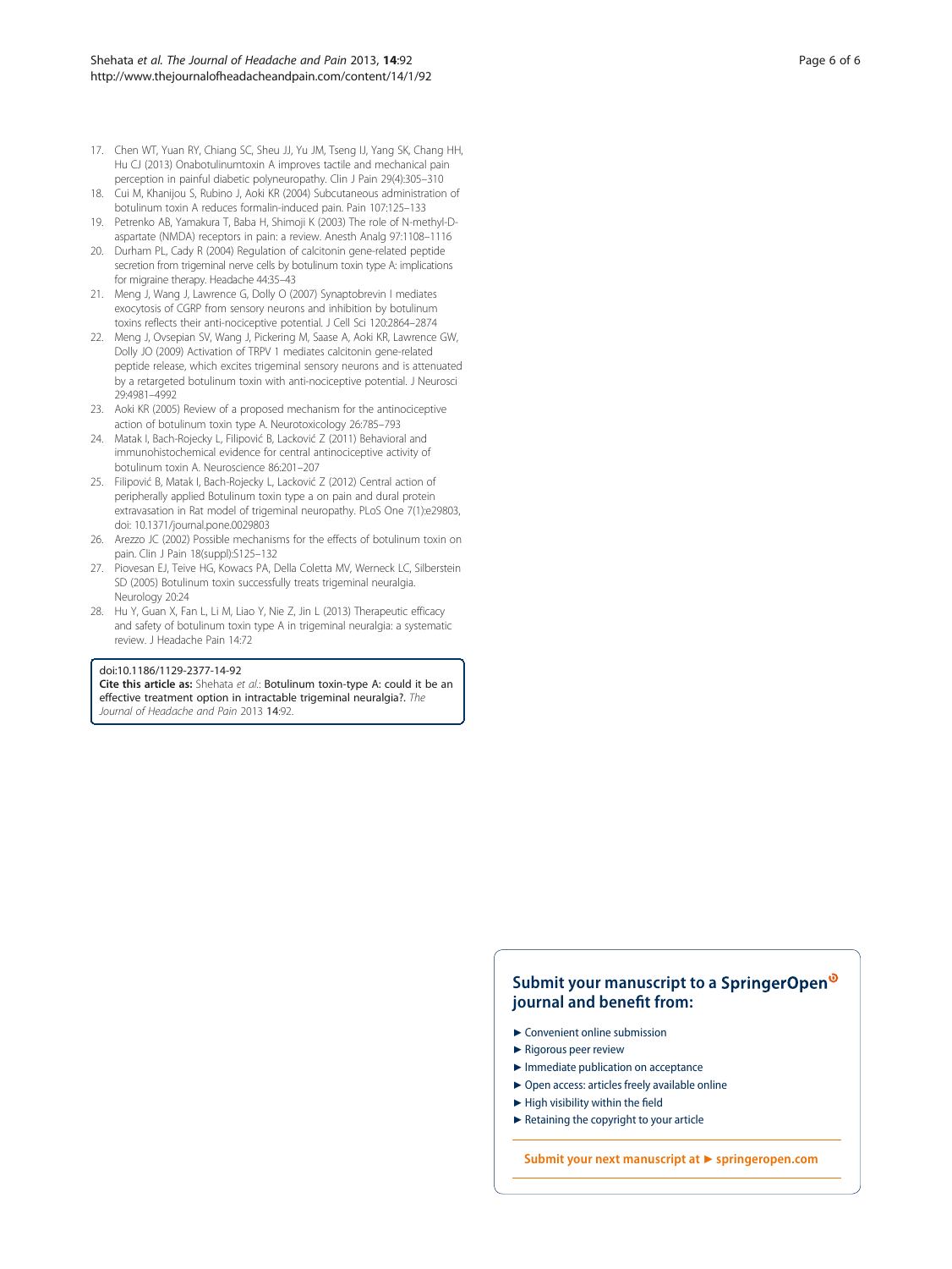17. Chen WT, Yuan RY, Chiang SC, Sheu JJ, Yu JM, Tseng IJ, Yang SK, Chang HH, Hu CJ (2013) Onabotulinumtoxin A improves tactile and mechanical pain perception in painful diabetic polyneuropathy. Clin J Pain 29(4):305–310
18. Cui M, Khanijou S, Rubino J, Aoki KR (2004) Subcutaneous administration of botulinum toxin A reduces formalin-induced pain. Pain 107:125–133
19. Petrenko AB, Yamakura T, Baba H, Shimoji K (2003) The role of N-methyl-D-aspartate (NMDA) receptors in pain: a review. Anesth Analg 97:1108–1116
20. Durham PL, Cady R (2004) Regulation of calcitonin gene-related peptide secretion from trigeminal nerve cells by botulinum toxin type A: implications for migraine therapy. Headache 44:35–43
21. Meng J, Wang J, Lawrence G, Dolly O (2007) Synaptobrevin I mediates exocytosis of CGRP from sensory neurons and inhibition by botulinum toxins reflects their anti-nociceptive potential. J Cell Sci 120:2864–2874
22. Meng J, Ovsepian SV, Wang J, Pickering M, Saase A, Aoki KR, Lawrence GW, Dolly JO (2009) Activation of TRPV 1 mediates calcitonin gene-related peptide release, which excites trigeminal sensory neurons and is attenuated by a retargeted botulinum toxin with anti-nociceptive potential. J Neurosci 29:4981–4992
23. Aoki KR (2005) Review of a proposed mechanism for the antinociceptive action of botulinum toxin type A. Neurotoxicology 26:785–793
24. Matak I, Bach-Rojecky L, Filipović B, Lacković Z (2011) Behavioral and immunohistochemical evidence for central antinociceptive activity of botulinum toxin A. Neuroscience 86:201–207
25. Filipović B, Matak I, Bach-Rojecky L, Lacković Z (2012) Central action of peripherally applied Botulinum toxin type a on pain and dural protein extravasation in Rat model of trigeminal neuropathy. PLoS One 7(1):e29803, doi: 10.1371/journal.pone.0029803
26. Arezzo JC (2002) Possible mechanisms for the effects of botulinum toxin on pain. Clin J Pain 18(suppl):S125–132
27. Piovesan EJ, Teive HG, Kowacs PA, Della Coletta MV, Werneck LC, Silberstein SD (2005) Botulinum toxin successfully treats trigeminal neuralgia. Neurology 20:24
28. Hu Y, Guan X, Fan L, Li M, Liao Y, Nie Z, Jin L (2013) Therapeutic efficacy and safety of botulinum toxin type A in trigeminal neuralgia: a systematic review. J Headache Pain 14:72

doi:10.1186/1129-2377-14-92

**Cite this article as:** Shehata *et al.*: Botulinum toxin-type A: could it be an effective treatment option in intractable trigeminal neuralgia?. *The Journal of Headache and Pain* 2013 **14**:92.

**Submit your manuscript to a SpringerOpen journal and benefit from:**

- ► Convenient online submission
- ► Rigorous peer review
- ► Immediate publication on acceptance
- ► Open access: articles freely available online
- ► High visibility within the field
- ► Retaining the copyright to your article

**Submit your next manuscript at ► springeropen.com**